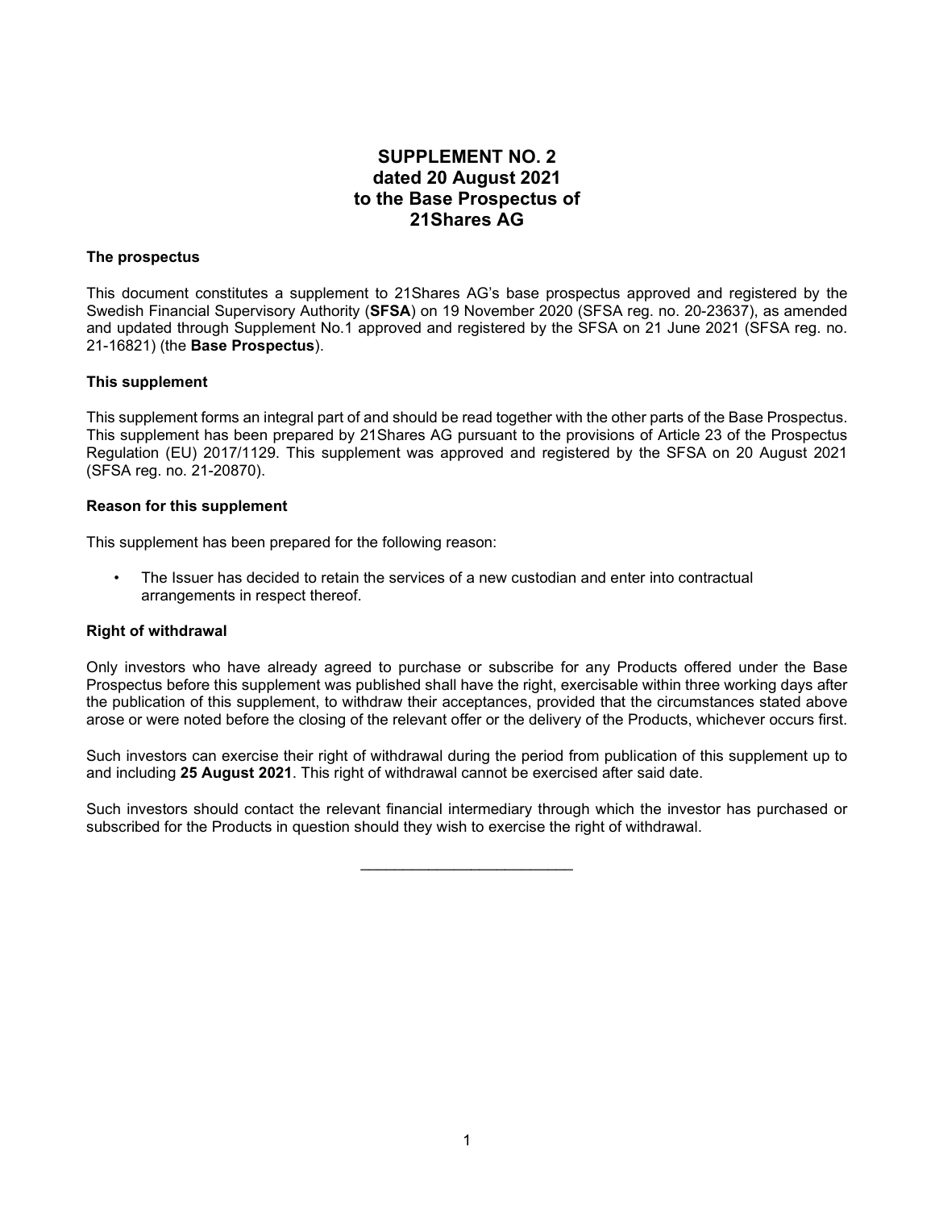# SUPPLEMENT NO. 2
# dated 20 August 2021
# to the Base Prospectus of
# 21Shares AG

**The prospectus**

This document constitutes a supplement to 21Shares AG's base prospectus approved and registered by the Swedish Financial Supervisory Authority (**SFSA**) on 19 November 2020 (SFSA reg. no. 20-23637), as amended and updated through Supplement No.1 approved and registered by the SFSA on 21 June 2021 (SFSA reg. no. 21-16821) (the **Base Prospectus**).

**This supplement**

This supplement forms an integral part of and should be read together with the other parts of the Base Prospectus. This supplement has been prepared by 21Shares AG pursuant to the provisions of Article 23 of the Prospectus Regulation (EU) 2017/1129. This supplement was approved and registered by the SFSA on 20 August 2021 (SFSA reg. no. 21-20870).

**Reason for this supplement**

This supplement has been prepared for the following reason:

- The Issuer has decided to retain the services of a new custodian and enter into contractual arrangements in respect thereof.

**Right of withdrawal**

Only investors who have already agreed to purchase or subscribe for any Products offered under the Base Prospectus before this supplement was published shall have the right, exercisable within three working days after the publication of this supplement, to withdraw their acceptances, provided that the circumstances stated above arose or were noted before the closing of the relevant offer or the delivery of the Products, whichever occurs first.

Such investors can exercise their right of withdrawal during the period from publication of this supplement up to and including **25 August 2021**. This right of withdrawal cannot be exercised after said date.

Such investors should contact the relevant financial intermediary through which the investor has purchased or subscribed for the Products in question should they wish to exercise the right of withdrawal.

---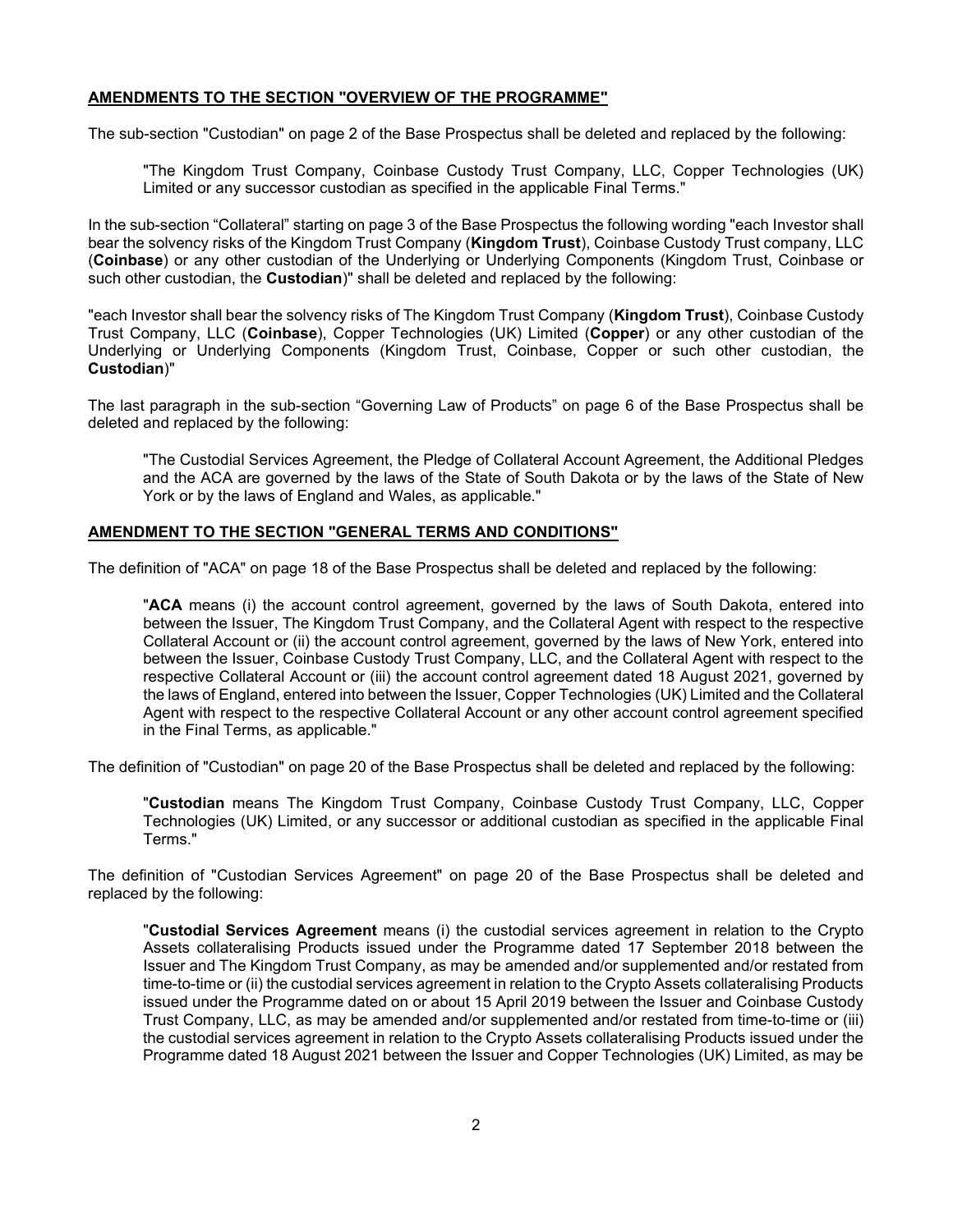## AMENDMENTS TO THE SECTION "OVERVIEW OF THE PROGRAMME"

The sub-section "Custodian" on page 2 of the Base Prospectus shall be deleted and replaced by the following:

> "The Kingdom Trust Company, Coinbase Custody Trust Company, LLC, Copper Technologies (UK) Limited or any successor custodian as specified in the applicable Final Terms."

In the sub-section “Collateral” starting on page 3 of the Base Prospectus the following wording "each Investor shall bear the solvency risks of the Kingdom Trust Company (**Kingdom Trust**), Coinbase Custody Trust company, LLC (**Coinbase**) or any other custodian of the Underlying or Underlying Components (Kingdom Trust, Coinbase or such other custodian, the **Custodian**)" shall be deleted and replaced by the following:

"each Investor shall bear the solvency risks of The Kingdom Trust Company (**Kingdom Trust**), Coinbase Custody Trust Company, LLC (**Coinbase**), Copper Technologies (UK) Limited (**Copper**) or any other custodian of the Underlying or Underlying Components (Kingdom Trust, Coinbase, Copper or such other custodian, the **Custodian**)"

The last paragraph in the sub-section “Governing Law of Products” on page 6 of the Base Prospectus shall be deleted and replaced by the following:

> "The Custodial Services Agreement, the Pledge of Collateral Account Agreement, the Additional Pledges and the ACA are governed by the laws of the State of South Dakota or by the laws of the State of New York or by the laws of England and Wales, as applicable."

## AMENDMENT TO THE SECTION "GENERAL TERMS AND CONDITIONS"

The definition of "ACA" on page 18 of the Base Prospectus shall be deleted and replaced by the following:

> "**ACA** means (i) the account control agreement, governed by the laws of South Dakota, entered into between the Issuer, The Kingdom Trust Company, and the Collateral Agent with respect to the respective Collateral Account or (ii) the account control agreement, governed by the laws of New York, entered into between the Issuer, Coinbase Custody Trust Company, LLC, and the Collateral Agent with respect to the respective Collateral Account or (iii) the account control agreement dated 18 August 2021, governed by the laws of England, entered into between the Issuer, Copper Technologies (UK) Limited and the Collateral Agent with respect to the respective Collateral Account or any other account control agreement specified in the Final Terms, as applicable."

The definition of "Custodian" on page 20 of the Base Prospectus shall be deleted and replaced by the following:

> "**Custodian** means The Kingdom Trust Company, Coinbase Custody Trust Company, LLC, Copper Technologies (UK) Limited, or any successor or additional custodian as specified in the applicable Final Terms."

The definition of "Custodian Services Agreement" on page 20 of the Base Prospectus shall be deleted and replaced by the following:

> "**Custodial Services Agreement** means (i) the custodial services agreement in relation to the Crypto Assets collateralising Products issued under the Programme dated 17 September 2018 between the Issuer and The Kingdom Trust Company, as may be amended and/or supplemented and/or restated from time-to-time or (ii) the custodial services agreement in relation to the Crypto Assets collateralising Products issued under the Programme dated on or about 15 April 2019 between the Issuer and Coinbase Custody Trust Company, LLC, as may be amended and/or supplemented and/or restated from time-to-time or (iii) the custodial services agreement in relation to the Crypto Assets collateralising Products issued under the Programme dated 18 August 2021 between the Issuer and Copper Technologies (UK) Limited, as may be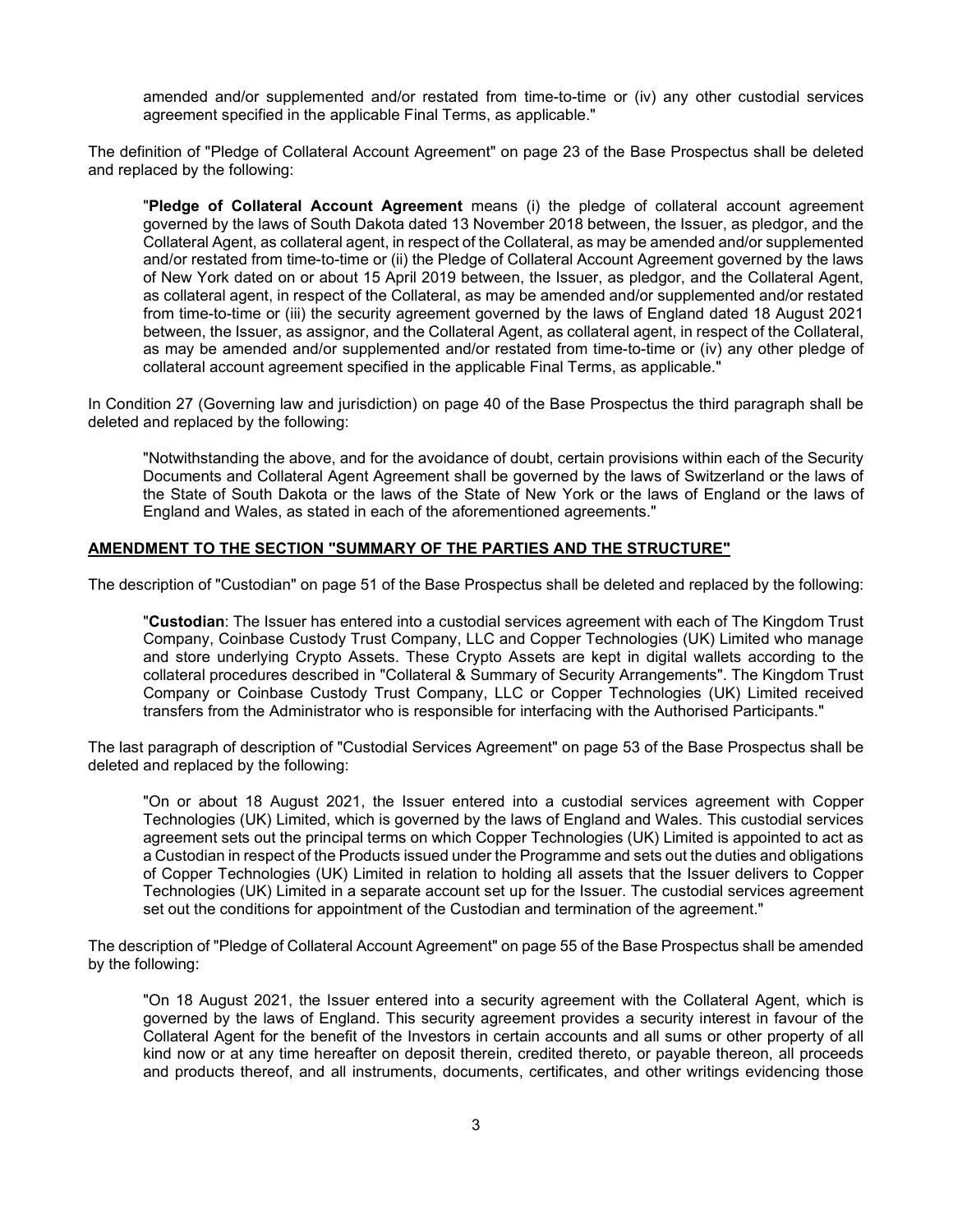amended and/or supplemented and/or restated from time-to-time or (iv) any other custodial services agreement specified in the applicable Final Terms, as applicable."

The definition of "Pledge of Collateral Account Agreement" on page 23 of the Base Prospectus shall be deleted and replaced by the following:

> "**Pledge of Collateral Account Agreement** means (i) the pledge of collateral account agreement governed by the laws of South Dakota dated 13 November 2018 between, the Issuer, as pledgor, and the Collateral Agent, as collateral agent, in respect of the Collateral, as may be amended and/or supplemented and/or restated from time-to-time or (ii) the Pledge of Collateral Account Agreement governed by the laws of New York dated on or about 15 April 2019 between, the Issuer, as pledgor, and the Collateral Agent, as collateral agent, in respect of the Collateral, as may be amended and/or supplemented and/or restated from time-to-time or (iii) the security agreement governed by the laws of England dated 18 August 2021 between, the Issuer, as assignor, and the Collateral Agent, as collateral agent, in respect of the Collateral, as may be amended and/or supplemented and/or restated from time-to-time or (iv) any other pledge of collateral account agreement specified in the applicable Final Terms, as applicable."

In Condition 27 (Governing law and jurisdiction) on page 40 of the Base Prospectus the third paragraph shall be deleted and replaced by the following:

> "Notwithstanding the above, and for the avoidance of doubt, certain provisions within each of the Security Documents and Collateral Agent Agreement shall be governed by the laws of Switzerland or the laws of the State of South Dakota or the laws of the State of New York or the laws of England or the laws of England and Wales, as stated in each of the aforementioned agreements."

## AMENDMENT TO THE SECTION "SUMMARY OF THE PARTIES AND THE STRUCTURE"

The description of "Custodian" on page 51 of the Base Prospectus shall be deleted and replaced by the following:

> "**Custodian**: The Issuer has entered into a custodial services agreement with each of The Kingdom Trust Company, Coinbase Custody Trust Company, LLC and Copper Technologies (UK) Limited who manage and store underlying Crypto Assets. These Crypto Assets are kept in digital wallets according to the collateral procedures described in "Collateral & Summary of Security Arrangements". The Kingdom Trust Company or Coinbase Custody Trust Company, LLC or Copper Technologies (UK) Limited received transfers from the Administrator who is responsible for interfacing with the Authorised Participants."

The last paragraph of description of "Custodial Services Agreement" on page 53 of the Base Prospectus shall be deleted and replaced by the following:

> "On or about 18 August 2021, the Issuer entered into a custodial services agreement with Copper Technologies (UK) Limited, which is governed by the laws of England and Wales. This custodial services agreement sets out the principal terms on which Copper Technologies (UK) Limited is appointed to act as a Custodian in respect of the Products issued under the Programme and sets out the duties and obligations of Copper Technologies (UK) Limited in relation to holding all assets that the Issuer delivers to Copper Technologies (UK) Limited in a separate account set up for the Issuer. The custodial services agreement set out the conditions for appointment of the Custodian and termination of the agreement."

The description of "Pledge of Collateral Account Agreement" on page 55 of the Base Prospectus shall be amended by the following:

> "On 18 August 2021, the Issuer entered into a security agreement with the Collateral Agent, which is governed by the laws of England. This security agreement provides a security interest in favour of the Collateral Agent for the benefit of the Investors in certain accounts and all sums or other property of all kind now or at any time hereafter on deposit therein, credited thereto, or payable thereon, all proceeds and products thereof, and all instruments, documents, certificates, and other writings evidencing those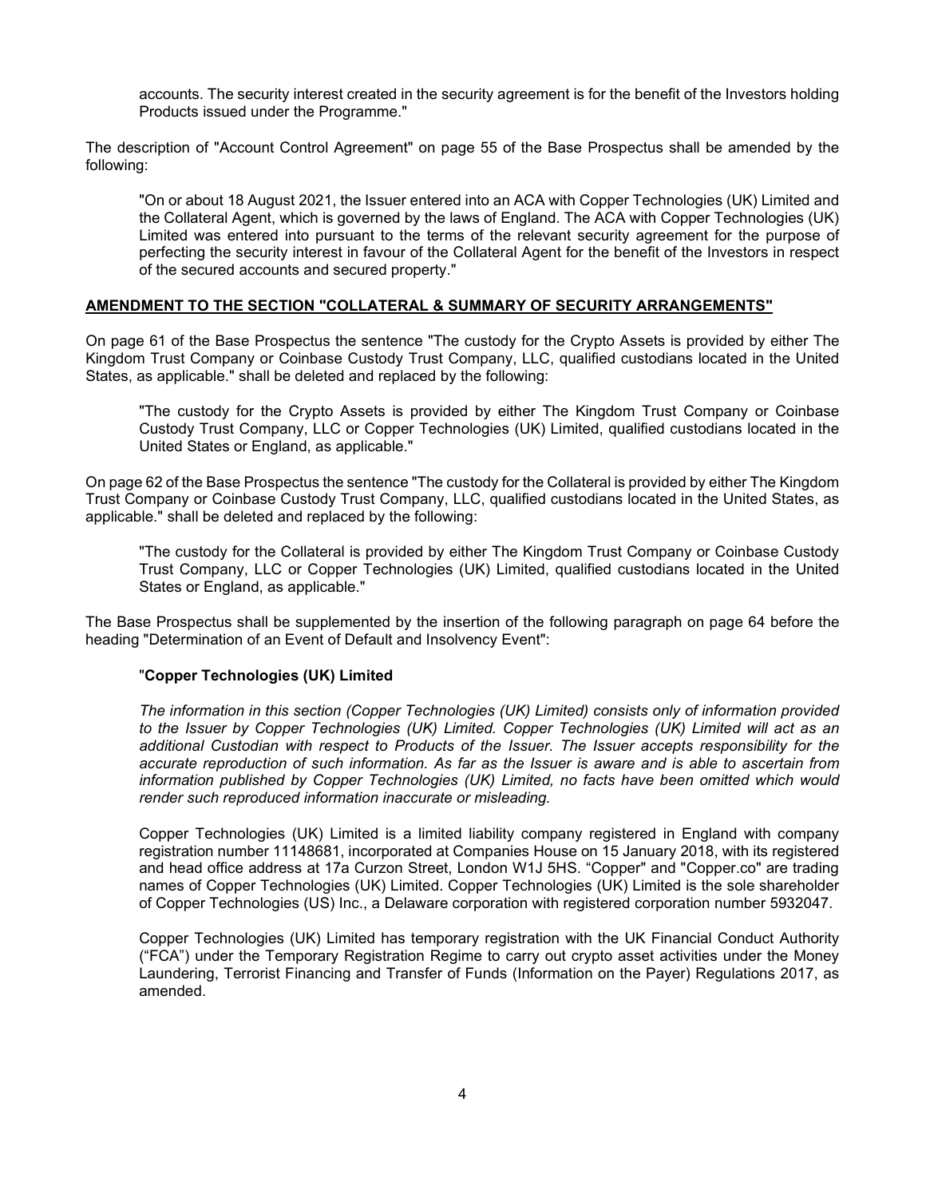accounts. The security interest created in the security agreement is for the benefit of the Investors holding Products issued under the Programme."

The description of "Account Control Agreement" on page 55 of the Base Prospectus shall be amended by the following:

> "On or about 18 August 2021, the Issuer entered into an ACA with Copper Technologies (UK) Limited and the Collateral Agent, which is governed by the laws of England. The ACA with Copper Technologies (UK) Limited was entered into pursuant to the terms of the relevant security agreement for the purpose of perfecting the security interest in favour of the Collateral Agent for the benefit of the Investors in respect of the secured accounts and secured property."

## AMENDMENT TO THE SECTION "COLLATERAL & SUMMARY OF SECURITY ARRANGEMENTS"

On page 61 of the Base Prospectus the sentence "The custody for the Crypto Assets is provided by either The Kingdom Trust Company or Coinbase Custody Trust Company, LLC, qualified custodians located in the United States, as applicable." shall be deleted and replaced by the following:

> "The custody for the Crypto Assets is provided by either The Kingdom Trust Company or Coinbase Custody Trust Company, LLC or Copper Technologies (UK) Limited, qualified custodians located in the United States or England, as applicable."

On page 62 of the Base Prospectus the sentence "The custody for the Collateral is provided by either The Kingdom Trust Company or Coinbase Custody Trust Company, LLC, qualified custodians located in the United States, as applicable." shall be deleted and replaced by the following:

> "The custody for the Collateral is provided by either The Kingdom Trust Company or Coinbase Custody Trust Company, LLC or Copper Technologies (UK) Limited, qualified custodians located in the United States or England, as applicable."

The Base Prospectus shall be supplemented by the insertion of the following paragraph on page 64 before the heading "Determination of an Event of Default and Insolvency Event":

> "**Copper Technologies (UK) Limited**
>
> *The information in this section (Copper Technologies (UK) Limited) consists only of information provided to the Issuer by Copper Technologies (UK) Limited. Copper Technologies (UK) Limited will act as an additional Custodian with respect to Products of the Issuer. The Issuer accepts responsibility for the accurate reproduction of such information. As far as the Issuer is aware and is able to ascertain from information published by Copper Technologies (UK) Limited, no facts have been omitted which would render such reproduced information inaccurate or misleading.*
>
> Copper Technologies (UK) Limited is a limited liability company registered in England with company registration number 11148681, incorporated at Companies House on 15 January 2018, with its registered and head office address at 17a Curzon Street, London W1J 5HS. "Copper" and "Copper.co" are trading names of Copper Technologies (UK) Limited. Copper Technologies (UK) Limited is the sole shareholder of Copper Technologies (US) Inc., a Delaware corporation with registered corporation number 5932047.
>
> Copper Technologies (UK) Limited has temporary registration with the UK Financial Conduct Authority ("FCA") under the Temporary Registration Regime to carry out crypto asset activities under the Money Laundering, Terrorist Financing and Transfer of Funds (Information on the Payer) Regulations 2017, as amended.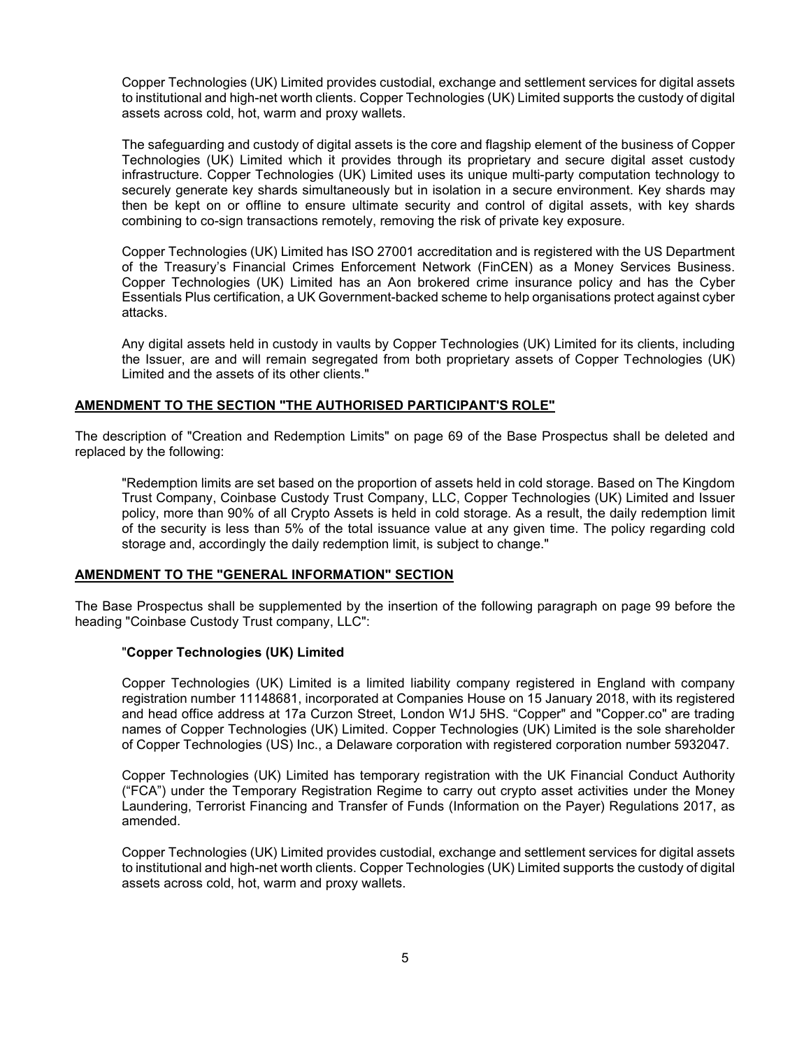Copper Technologies (UK) Limited provides custodial, exchange and settlement services for digital assets to institutional and high-net worth clients. Copper Technologies (UK) Limited supports the custody of digital assets across cold, hot, warm and proxy wallets.

The safeguarding and custody of digital assets is the core and flagship element of the business of Copper Technologies (UK) Limited which it provides through its proprietary and secure digital asset custody infrastructure. Copper Technologies (UK) Limited uses its unique multi-party computation technology to securely generate key shards simultaneously but in isolation in a secure environment. Key shards may then be kept on or offline to ensure ultimate security and control of digital assets, with key shards combining to co-sign transactions remotely, removing the risk of private key exposure.

Copper Technologies (UK) Limited has ISO 27001 accreditation and is registered with the US Department of the Treasury's Financial Crimes Enforcement Network (FinCEN) as a Money Services Business. Copper Technologies (UK) Limited has an Aon brokered crime insurance policy and has the Cyber Essentials Plus certification, a UK Government-backed scheme to help organisations protect against cyber attacks.

Any digital assets held in custody in vaults by Copper Technologies (UK) Limited for its clients, including the Issuer, are and will remain segregated from both proprietary assets of Copper Technologies (UK) Limited and the assets of its other clients."

## AMENDMENT TO THE SECTION "THE AUTHORISED PARTICIPANT'S ROLE"

The description of "Creation and Redemption Limits" on page 69 of the Base Prospectus shall be deleted and replaced by the following:

"Redemption limits are set based on the proportion of assets held in cold storage. Based on The Kingdom Trust Company, Coinbase Custody Trust Company, LLC, Copper Technologies (UK) Limited and Issuer policy, more than 90% of all Crypto Assets is held in cold storage. As a result, the daily redemption limit of the security is less than 5% of the total issuance value at any given time. The policy regarding cold storage and, accordingly the daily redemption limit, is subject to change."

## AMENDMENT TO THE "GENERAL INFORMATION" SECTION

The Base Prospectus shall be supplemented by the insertion of the following paragraph on page 99 before the heading "Coinbase Custody Trust company, LLC":

"**Copper Technologies (UK) Limited**

Copper Technologies (UK) Limited is a limited liability company registered in England with company registration number 11148681, incorporated at Companies House on 15 January 2018, with its registered and head office address at 17a Curzon Street, London W1J 5HS. "Copper" and "Copper.co" are trading names of Copper Technologies (UK) Limited. Copper Technologies (UK) Limited is the sole shareholder of Copper Technologies (US) Inc., a Delaware corporation with registered corporation number 5932047.

Copper Technologies (UK) Limited has temporary registration with the UK Financial Conduct Authority ("FCA") under the Temporary Registration Regime to carry out crypto asset activities under the Money Laundering, Terrorist Financing and Transfer of Funds (Information on the Payer) Regulations 2017, as amended.

Copper Technologies (UK) Limited provides custodial, exchange and settlement services for digital assets to institutional and high-net worth clients. Copper Technologies (UK) Limited supports the custody of digital assets across cold, hot, warm and proxy wallets.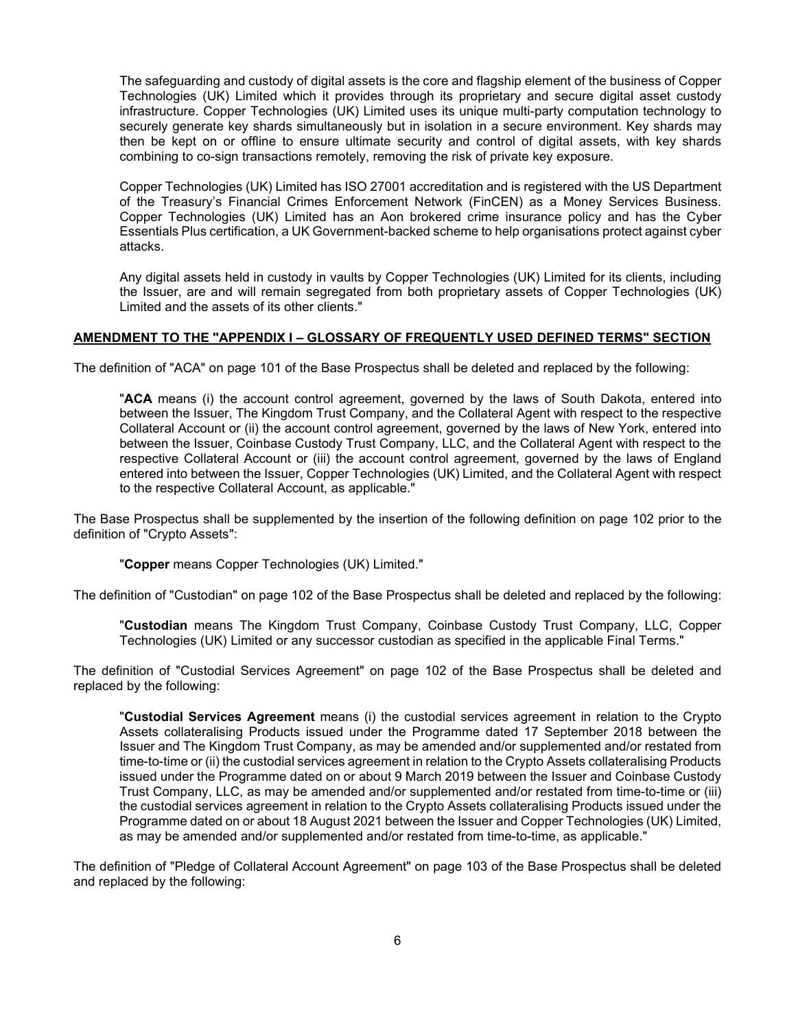The safeguarding and custody of digital assets is the core and flagship element of the business of Copper Technologies (UK) Limited which it provides through its proprietary and secure digital asset custody infrastructure. Copper Technologies (UK) Limited uses its unique multi-party computation technology to securely generate key shards simultaneously but in isolation in a secure environment. Key shards may then be kept on or offline to ensure ultimate security and control of digital assets, with key shards combining to co-sign transactions remotely, removing the risk of private key exposure.

Copper Technologies (UK) Limited has ISO 27001 accreditation and is registered with the US Department of the Treasury's Financial Crimes Enforcement Network (FinCEN) as a Money Services Business. Copper Technologies (UK) Limited has an Aon brokered crime insurance policy and has the Cyber Essentials Plus certification, a UK Government-backed scheme to help organisations protect against cyber attacks.

Any digital assets held in custody in vaults by Copper Technologies (UK) Limited for its clients, including the Issuer, are and will remain segregated from both proprietary assets of Copper Technologies (UK) Limited and the assets of its other clients."

**AMENDMENT TO THE "APPENDIX I – GLOSSARY OF FREQUENTLY USED DEFINED TERMS" SECTION**

The definition of "ACA" on page 101 of the Base Prospectus shall be deleted and replaced by the following:

"**ACA** means (i) the account control agreement, governed by the laws of South Dakota, entered into between the Issuer, The Kingdom Trust Company, and the Collateral Agent with respect to the respective Collateral Account or (ii) the account control agreement, governed by the laws of New York, entered into between the Issuer, Coinbase Custody Trust Company, LLC, and the Collateral Agent with respect to the respective Collateral Account or (iii) the account control agreement, governed by the laws of England entered into between the Issuer, Copper Technologies (UK) Limited, and the Collateral Agent with respect to the respective Collateral Account, as applicable."

The Base Prospectus shall be supplemented by the insertion of the following definition on page 102 prior to the definition of "Crypto Assets":

"**Copper** means Copper Technologies (UK) Limited."

The definition of "Custodian" on page 102 of the Base Prospectus shall be deleted and replaced by the following:

"**Custodian** means The Kingdom Trust Company, Coinbase Custody Trust Company, LLC, Copper Technologies (UK) Limited or any successor custodian as specified in the applicable Final Terms."

The definition of "Custodial Services Agreement" on page 102 of the Base Prospectus shall be deleted and replaced by the following:

"**Custodial Services Agreement** means (i) the custodial services agreement in relation to the Crypto Assets collateralising Products issued under the Programme dated 17 September 2018 between the Issuer and The Kingdom Trust Company, as may be amended and/or supplemented and/or restated from time-to-time or (ii) the custodial services agreement in relation to the Crypto Assets collateralising Products issued under the Programme dated on or about 9 March 2019 between the Issuer and Coinbase Custody Trust Company, LLC, as may be amended and/or supplemented and/or restated from time-to-time or (iii) the custodial services agreement in relation to the Crypto Assets collateralising Products issued under the Programme dated on or about 18 August 2021 between the Issuer and Copper Technologies (UK) Limited, as may be amended and/or supplemented and/or restated from time-to-time, as applicable."

The definition of "Pledge of Collateral Account Agreement" on page 103 of the Base Prospectus shall be deleted and replaced by the following: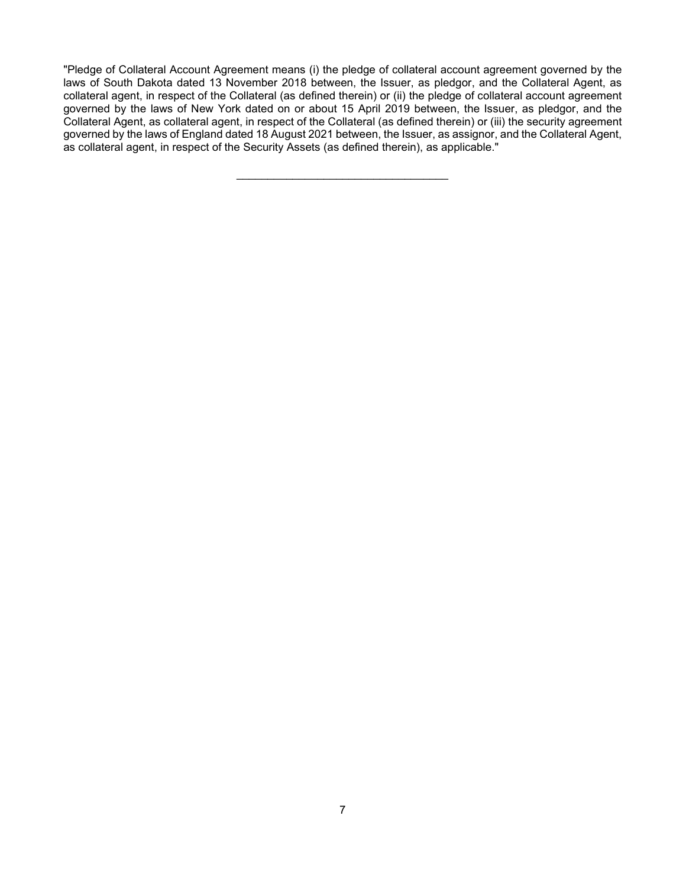"Pledge of Collateral Account Agreement means (i) the pledge of collateral account agreement governed by the laws of South Dakota dated 13 November 2018 between, the Issuer, as pledgor, and the Collateral Agent, as collateral agent, in respect of the Collateral (as defined therein) or (ii) the pledge of collateral account agreement governed by the laws of New York dated on or about 15 April 2019 between, the Issuer, as pledgor, and the Collateral Agent, as collateral agent, in respect of the Collateral (as defined therein) or (iii) the security agreement governed by the laws of England dated 18 August 2021 between, the Issuer, as assignor, and the Collateral Agent, as collateral agent, in respect of the Security Assets (as defined therein), as applicable."

---